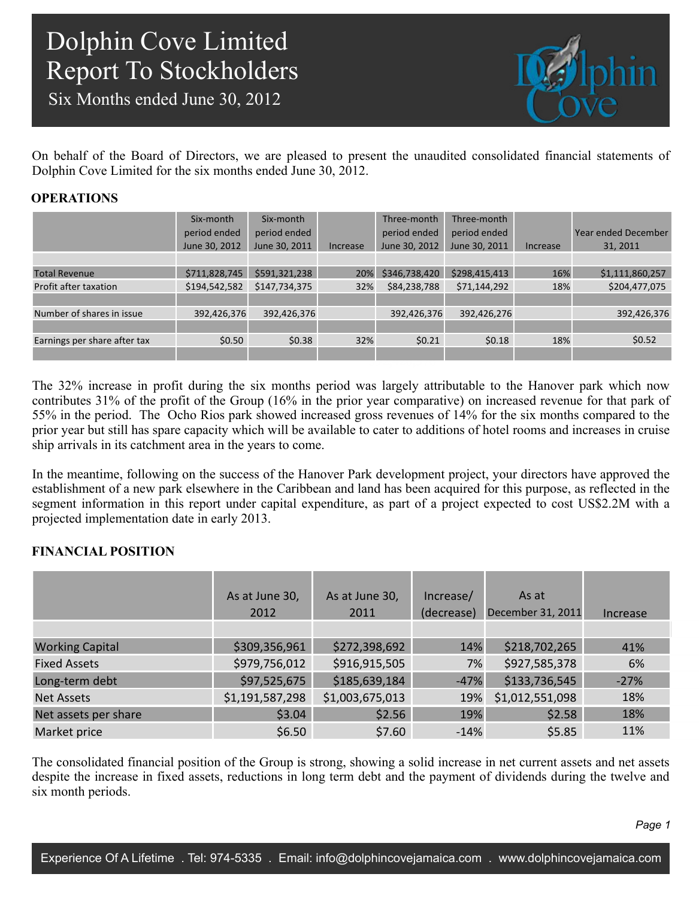# Dolphin Cove Limited
# Report To Stockholders
## Six Months ended June 30, 2012

On behalf of the Board of Directors, we are pleased to present the unaudited consolidated financial statements of Dolphin Cove Limited for the six months ended June 30, 2012.

### OPERATIONS

| | Six-month period ended June 30, 2012 | Six-month period ended June 30, 2011 | Increase | Three-month period ended June 30, 2012 | Three-month period ended June 30, 2011 | Increase | Year ended December 31, 2011 |
|---|---|---|---|---|---|---|---|
| Total Revenue | $711,828,745 | $591,321,238 | 20% | $346,738,420 | $298,415,413 | 16% | $1,111,860,257 |
| Profit after taxation | $194,542,582 | $147,734,375 | 32% | $84,238,788 | $71,144,292 | 18% | $204,477,075 |
| Number of shares in issue | 392,426,376 | 392,426,376 | | 392,426,376 | 392,426,276 | | 392,426,376 |
| Earnings per share after tax | $0.50 | $0.38 | 32% | $0.21 | $0.18 | 18% | $0.52 |

The 32% increase in profit during the six months period was largely attributable to the Hanover park which now contributes 31% of the profit of the Group (16% in the prior year comparative) on increased revenue for that park of 55% in the period. The Ocho Rios park showed increased gross revenues of 14% for the six months compared to the prior year but still has spare capacity which will be available to cater to additions of hotel rooms and increases in cruise ship arrivals in its catchment area in the years to come.

In the meantime, following on the success of the Hanover Park development project, your directors have approved the establishment of a new park elsewhere in the Caribbean and land has been acquired for this purpose, as reflected in the segment information in this report under capital expenditure, as part of a project expected to cost US$2.2M with a projected implementation date in early 2013.

### FINANCIAL POSITION

| | As at June 30, 2012 | As at June 30, 2011 | Increase/ (decrease) | As at December 31, 2011 | Increase |
|---|---|---|---|---|---|
| Working Capital | $309,356,961 | $272,398,692 | 14% | $218,702,265 | 41% |
| Fixed Assets | $979,756,012 | $916,915,505 | 7% | $927,585,378 | 6% |
| Long-term debt | $97,525,675 | $185,639,184 | -47% | $133,736,545 | -27% |
| Net Assets | $1,191,587,298 | $1,003,675,013 | 19% | $1,012,551,098 | 18% |
| Net assets per share | $3.04 | $2.56 | 19% | $2.58 | 18% |
| Market price | $6.50 | $7.60 | -14% | $5.85 | 11% |

The consolidated financial position of the Group is strong, showing a solid increase in net current assets and net assets despite the increase in fixed assets, reductions in long term debt and the payment of dividends during the twelve and six month periods.

Experience Of A Lifetime . Tel: 974-5335 . Email: info@dolphincovejamaica.com . www.dolphincovejamaica.com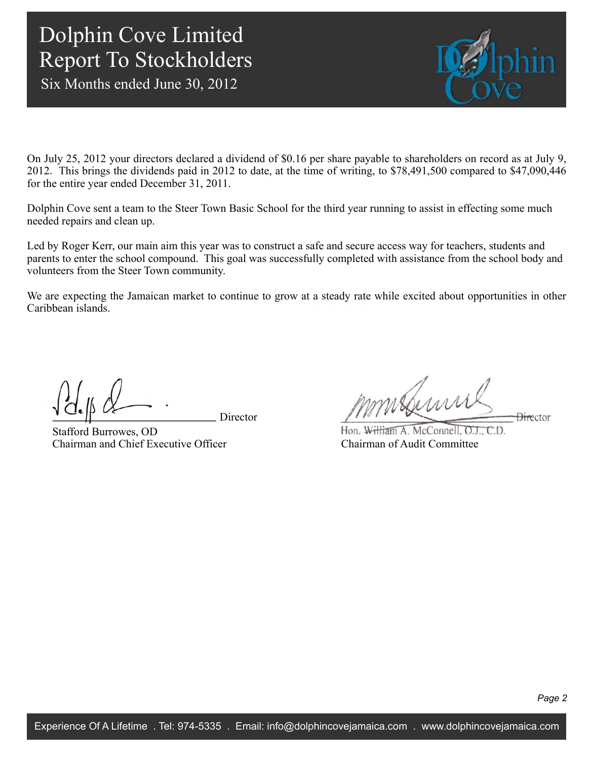# Dolphin Cove Limited
# Report To Stockholders
## Six Months ended June 30, 2012

On July 25, 2012 your directors declared a dividend of $0.16 per share payable to shareholders on record as at July 9, 2012. This brings the dividends paid in 2012 to date, at the time of writing, to $78,491,500 compared to $47,090,446 for the entire year ended December 31, 2011.

Dolphin Cove sent a team to the Steer Town Basic School for the third year running to assist in effecting some much needed repairs and clean up.

Led by Roger Kerr, our main aim this year was to construct a safe and secure access way for teachers, students and parents to enter the school compound. This goal was successfully completed with assistance from the school body and volunteers from the Steer Town community.

We are expecting the Jamaican market to continue to grow at a steady rate while excited about opportunities in other Caribbean islands.

Director
Stafford Burrowes, OD
Chairman and Chief Executive Officer

Director
Hon. William A. McConnell, O.J., C.D.
Chairman of Audit Committee

Experience Of A Lifetime . Tel: 974-5335 . Email: info@dolphincovejamaica.com . www.dolphincovejamaica.com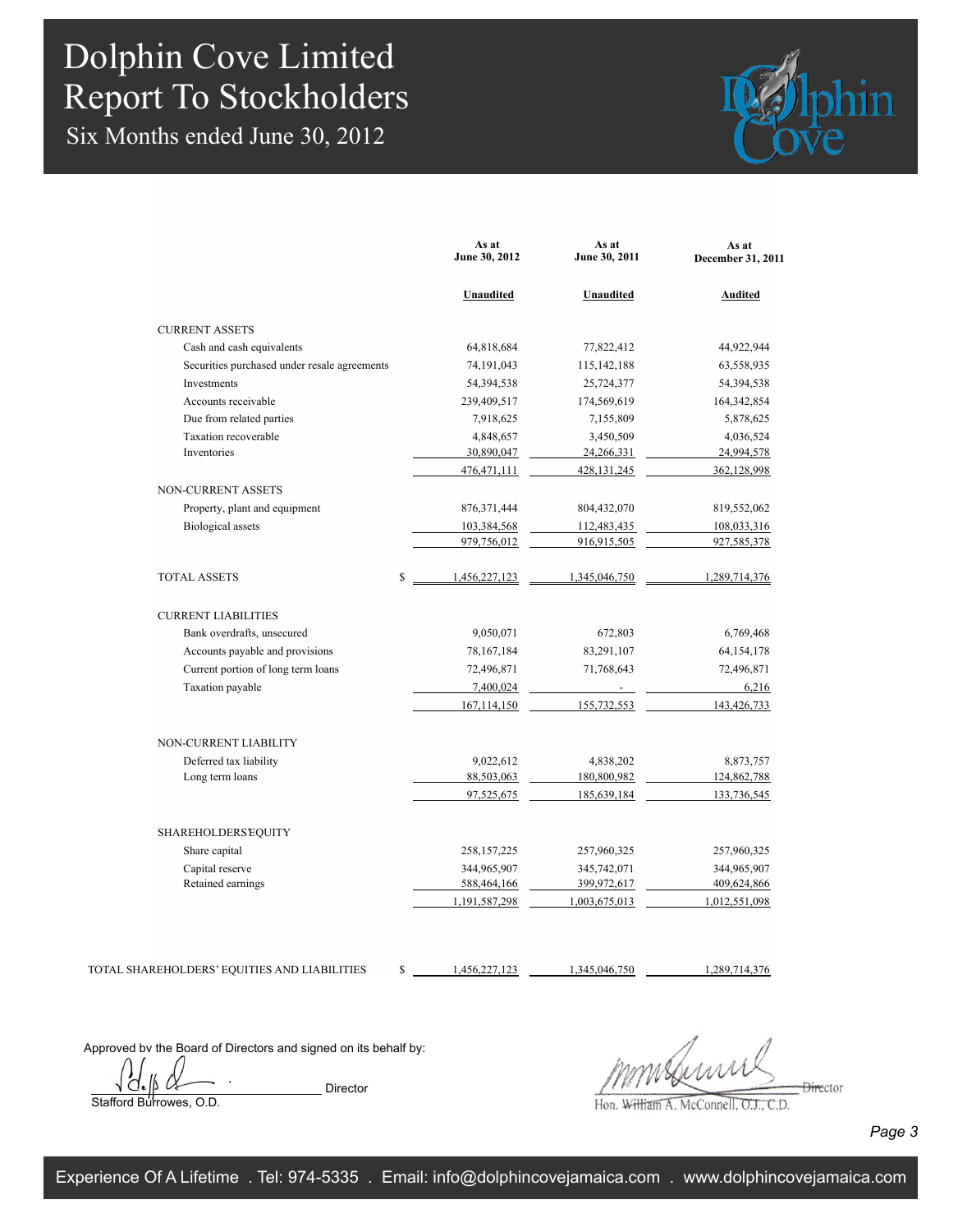# Dolphin Cove Limited
## Report To Stockholders
### Six Months ended June 30, 2012

| | As at June 30, 2012 | As at June 30, 2011 | As at December 31, 2011 |
|---|---|---|---|
| | **Unaudited** | **Unaudited** | **Audited** |
| CURRENT ASSETS | | | |
| Cash and cash equivalents | 64,818,684 | 77,822,412 | 44,922,944 |
| Securities purchased under resale agreements | 74,191,043 | 115,142,188 | 63,558,935 |
| Investments | 54,394,538 | 25,724,377 | 54,394,538 |
| Accounts receivable | 239,409,517 | 174,569,619 | 164,342,854 |
| Due from related parties | 7,918,625 | 7,155,809 | 5,878,625 |
| Taxation recoverable | 4,848,657 | 3,450,509 | 4,036,524 |
| Inventories | 30,890,047 | 24,266,331 | 24,994,578 |
| | 476,471,111 | 428,131,245 | 362,128,998 |
| NON-CURRENT ASSETS | | | |
| Property, plant and equipment | 876,371,444 | 804,432,070 | 819,552,062 |
| Biological assets | 103,384,568 | 112,483,435 | 108,033,316 |
| | 979,756,012 | 916,915,505 | 927,585,378 |
| TOTAL ASSETS $ | 1,456,227,123 | 1,345,046,750 | 1,289,714,376 |
| CURRENT LIABILITIES | | | |
| Bank overdrafts, unsecured | 9,050,071 | 672,803 | 6,769,468 |
| Accounts payable and provisions | 78,167,184 | 83,291,107 | 64,154,178 |
| Current portion of long term loans | 72,496,871 | 71,768,643 | 72,496,871 |
| Taxation payable | 7,400,024 | - | 6,216 |
| | 167,114,150 | 155,732,553 | 143,426,733 |
| NON-CURRENT LIABILITY | | | |
| Deferred tax liability | 9,022,612 | 4,838,202 | 8,873,757 |
| Long term loans | 88,503,063 | 180,800,982 | 124,862,788 |
| | 97,525,675 | 185,639,184 | 133,736,545 |
| SHAREHOLDERS' EQUITY | | | |
| Share capital | 258,157,225 | 257,960,325 | 257,960,325 |
| Capital reserve | 344,965,907 | 345,742,071 | 344,965,907 |
| Retained earnings | 588,464,166 | 399,972,617 | 409,624,866 |
| | 1,191,587,298 | 1,003,675,013 | 1,012,551,098 |
| TOTAL SHAREHOLDERS' EQUITIES AND LIABILITIES $ | 1,456,227,123 | 1,345,046,750 | 1,289,714,376 |

Approved by the Board of Directors and signed on its behalf by:

Stafford Burrowes, O.D. — Director

Hon. William A. McConnell, O.J., C.D. — Director

Experience Of A Lifetime . Tel: 974-5335 . Email: info@dolphincovejamaica.com . www.dolphincovejamaica.com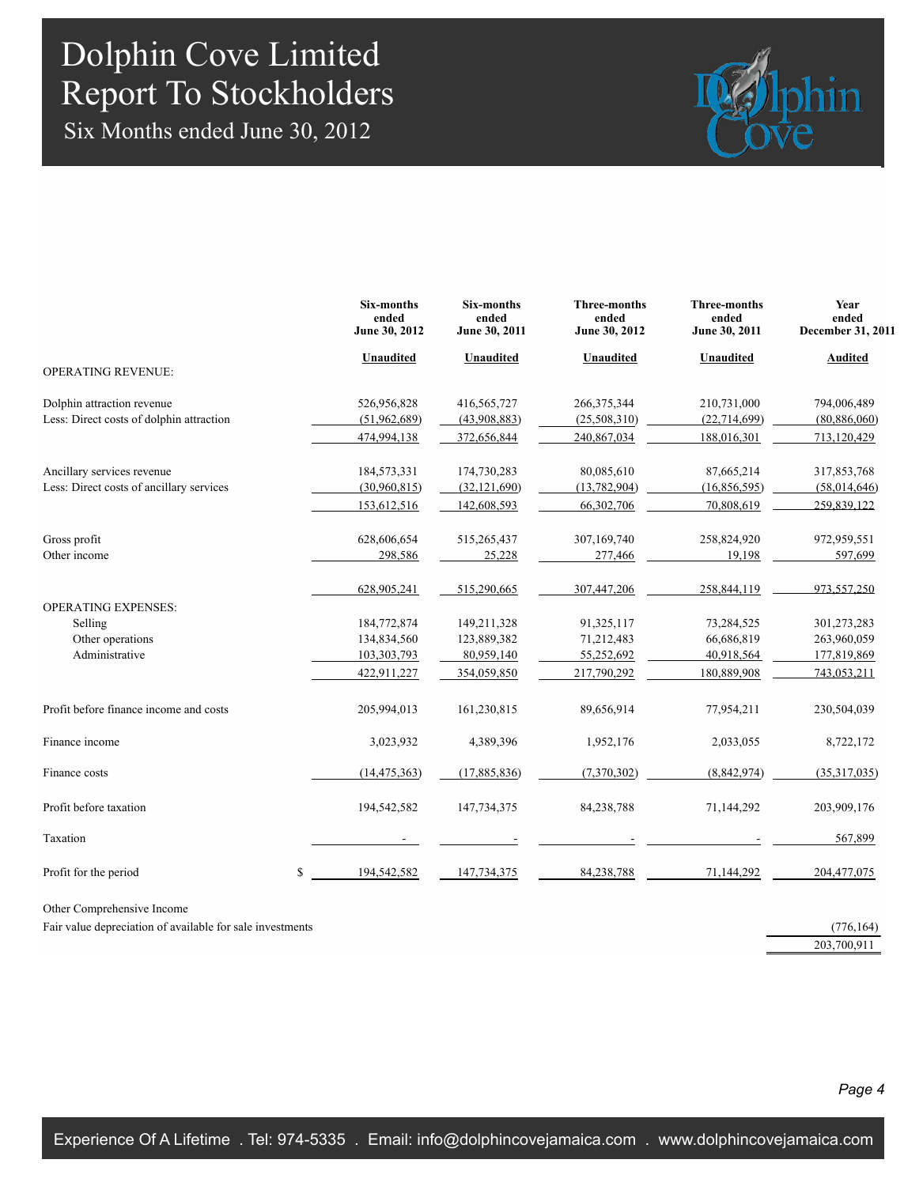# Dolphin Cove Limited
# Report To Stockholders
## Six Months ended June 30, 2012

| | Six-months ended June 30, 2012 | Six-months ended June 30, 2011 | Three-months ended June 30, 2012 | Three-months ended June 30, 2011 | Year ended December 31, 2011 |
|---|---|---|---|---|---|
| | Unaudited | Unaudited | Unaudited | Unaudited | Audited |
| OPERATING REVENUE: | | | | | |
| Dolphin attraction revenue | 526,956,828 | 416,565,727 | 266,375,344 | 210,731,000 | 794,006,489 |
| Less: Direct costs of dolphin attraction | (51,962,689) | (43,908,883) | (25,508,310) | (22,714,699) | (80,886,060) |
| | 474,994,138 | 372,656,844 | 240,867,034 | 188,016,301 | 713,120,429 |
| Ancillary services revenue | 184,573,331 | 174,730,283 | 80,085,610 | 87,665,214 | 317,853,768 |
| Less: Direct costs of ancillary services | (30,960,815) | (32,121,690) | (13,782,904) | (16,856,595) | (58,014,646) |
| | 153,612,516 | 142,608,593 | 66,302,706 | 70,808,619 | 259,839,122 |
| Gross profit | 628,606,654 | 515,265,437 | 307,169,740 | 258,824,920 | 972,959,551 |
| Other income | 298,586 | 25,228 | 277,466 | 19,198 | 597,699 |
| | 628,905,241 | 515,290,665 | 307,447,206 | 258,844,119 | 973,557,250 |
| OPERATING EXPENSES: | | | | | |
| Selling | 184,772,874 | 149,211,328 | 91,325,117 | 73,284,525 | 301,273,283 |
| Other operations | 134,834,560 | 123,889,382 | 71,212,483 | 66,686,819 | 263,960,059 |
| Administrative | 103,303,793 | 80,959,140 | 55,252,692 | 40,918,564 | 177,819,869 |
| | 422,911,227 | 354,059,850 | 217,790,292 | 180,889,908 | 743,053,211 |
| Profit before finance income and costs | 205,994,013 | 161,230,815 | 89,656,914 | 77,954,211 | 230,504,039 |
| Finance income | 3,023,932 | 4,389,396 | 1,952,176 | 2,033,055 | 8,722,172 |
| Finance costs | (14,475,363) | (17,885,836) | (7,370,302) | (8,842,974) | (35,317,035) |
| Profit before taxation | 194,542,582 | 147,734,375 | 84,238,788 | 71,144,292 | 203,909,176 |
| Taxation | - | - | - | - | 567,899 |
| Profit for the period | $ 194,542,582 | 147,734,375 | 84,238,788 | 71,144,292 | 204,477,075 |
| Other Comprehensive Income | | | | | |
| Fair value depreciation of available for sale investments | | | | | (776,164) |
| | | | | | 203,700,911 |

Experience Of A Lifetime . Tel: 974-5335 . Email: info@dolphincovejamaica.com . www.dolphincovejamaica.com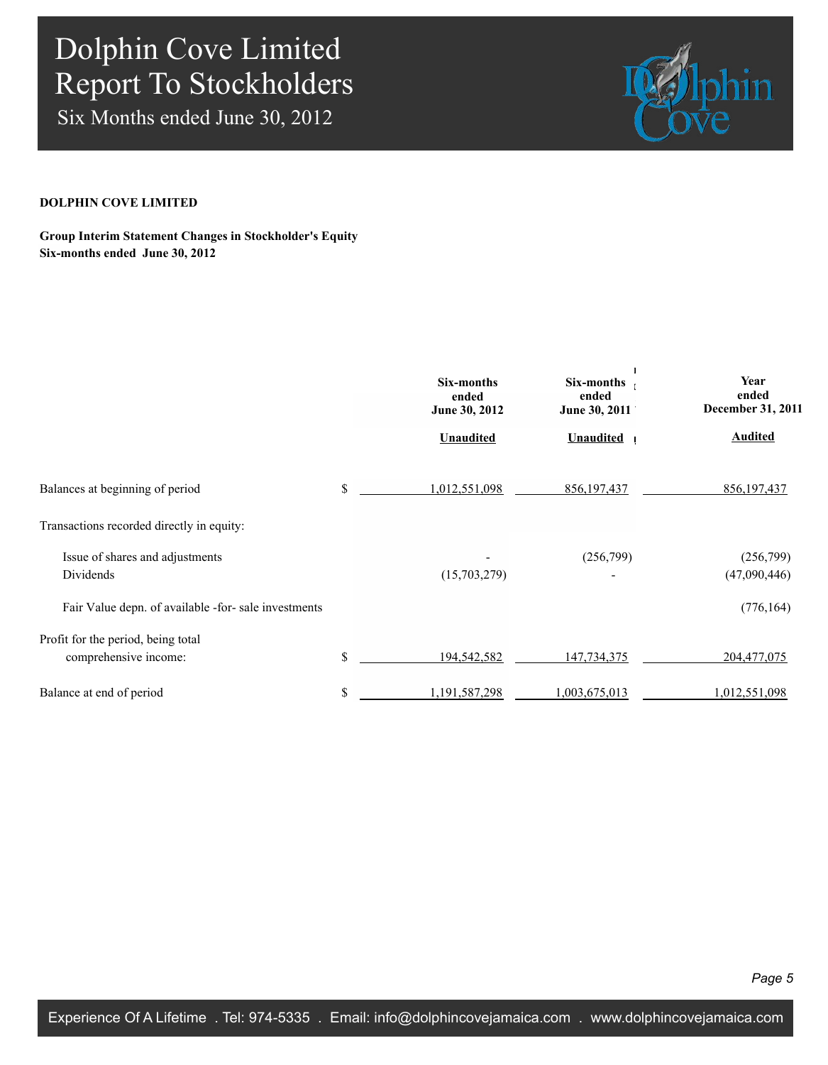**DOLPHIN COVE LIMITED**

**Group Interim Statement Changes in Stockholder's Equity**
**Six-months ended June 30, 2012**

| | | Six-months ended June 30, 2012 | Six-months ended June 30, 2011 | Year ended December 31, 2011 |
|---|---|---|---|---|
| | | Unaudited | Unaudited | Audited |
| Balances at beginning of period | $ | 1,012,551,098 | 856,197,437 | 856,197,437 |
| Transactions recorded directly in equity: | | | | |
| Issue of shares and adjustments | | - | (256,799) | (256,799) |
| Dividends | | (15,703,279) | - | (47,090,446) |
| Fair Value depn. of available -for- sale investments | | | | (776,164) |
| Profit for the period, being total comprehensive income: | $ | 194,542,582 | 147,734,375 | 204,477,075 |
| Balance at end of period | $ | 1,191,587,298 | 1,003,675,013 | 1,012,551,098 |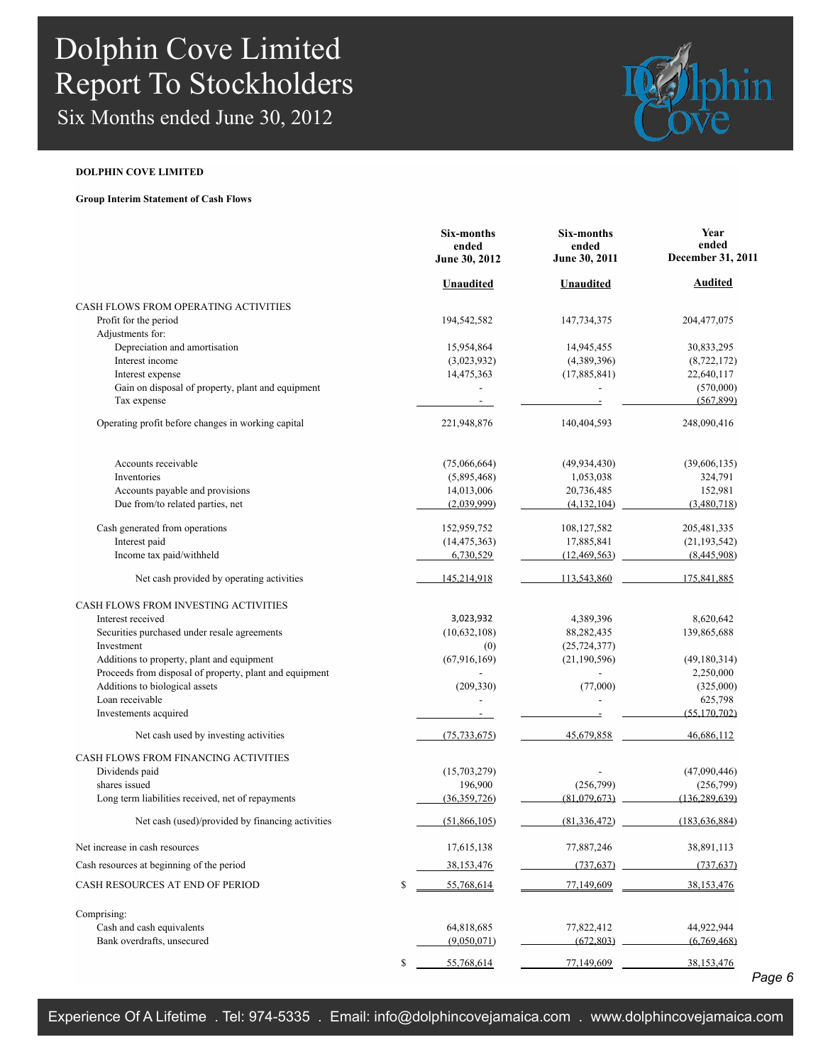# Dolphin Cove Limited
## Report To Stockholders
### Six Months ended June 30, 2012

**DOLPHIN COVE LIMITED**

**Group Interim Statement of Cash Flows**

| | Six-months ended June 30, 2012 | Six-months ended June 30, 2011 | Year ended December 31, 2011 |
|---|---|---|---|
| | **Unaudited** | **Unaudited** | **Audited** |
| CASH FLOWS FROM OPERATING ACTIVITIES | | | |
| Profit for the period | 194,542,582 | 147,734,375 | 204,477,075 |
| Adjustments for: | | | |
| Depreciation and amortisation | 15,954,864 | 14,945,455 | 30,833,295 |
| Interest income | (3,023,932) | (4,389,396) | (8,722,172) |
| Interest expense | 14,475,363 | (17,885,841) | 22,640,117 |
| Gain on disposal of property, plant and equipment | - | - | (570,000) |
| Tax expense | - | - | (567,899) |
| Operating profit before changes in working capital | 221,948,876 | 140,404,593 | 248,090,416 |
| Accounts receivable | (75,066,664) | (49,934,430) | (39,606,135) |
| Inventories | (5,895,468) | 1,053,038 | 324,791 |
| Accounts payable and provisions | 14,013,006 | 20,736,485 | 152,981 |
| Due from/to related parties, net | (2,039,999) | (4,132,104) | (3,480,718) |
| Cash generated from operations | 152,959,752 | 108,127,582 | 205,481,335 |
| Interest paid | (14,475,363) | 17,885,841 | (21,193,542) |
| Income tax paid/withheld | 6,730,529 | (12,469,563) | (8,445,908) |
| Net cash provided by operating activities | 145,214,918 | 113,543,860 | 175,841,885 |
| CASH FLOWS FROM INVESTING ACTIVITIES | | | |
| Interest received | 3,023,932 | 4,389,396 | 8,620,642 |
| Securities purchased under resale agreements | (10,632,108) | 88,282,435 | 139,865,688 |
| Investment | (0) | (25,724,377) | |
| Additions to property, plant and equipment | (67,916,169) | (21,190,596) | (49,180,314) |
| Proceeds from disposal of property, plant and equipment | - | - | 2,250,000 |
| Additions to biological assets | (209,330) | (77,000) | (325,000) |
| Loan receivable | - | - | 625,798 |
| Investements acquired | - | - | (55,170,702) |
| Net cash used by investing activities | (75,733,675) | 45,679,858 | 46,686,112 |
| CASH FLOWS FROM FINANCING ACTIVITIES | | | |
| Dividends paid | (15,703,279) | - | (47,090,446) |
| shares issued | 196,900 | (256,799) | (256,799) |
| Long term liabilities received, net of repayments | (36,359,726) | (81,079,673) | (136,289,639) |
| Net cash (used)/provided by financing activities | (51,866,105) | (81,336,472) | (183,636,884) |
| Net increase in cash resources | 17,615,138 | 77,887,246 | 38,891,113 |
| Cash resources at beginning of the period | 38,153,476 | (737,637) | (737,637) |
| CASH RESOURCES AT END OF PERIOD | $ 55,768,614 | 77,149,609 | 38,153,476 |
| Comprising: | | | |
| Cash and cash equivalents | 64,818,685 | 77,822,412 | 44,922,944 |
| Bank overdrafts, unsecured | (9,050,071) | (672,803) | (6,769,468) |
| | $ 55,768,614 | 77,149,609 | 38,153,476 |

Experience Of A Lifetime . Tel: 974-5335 . Email: info@dolphincovejamaica.com . www.dolphincovejamaica.com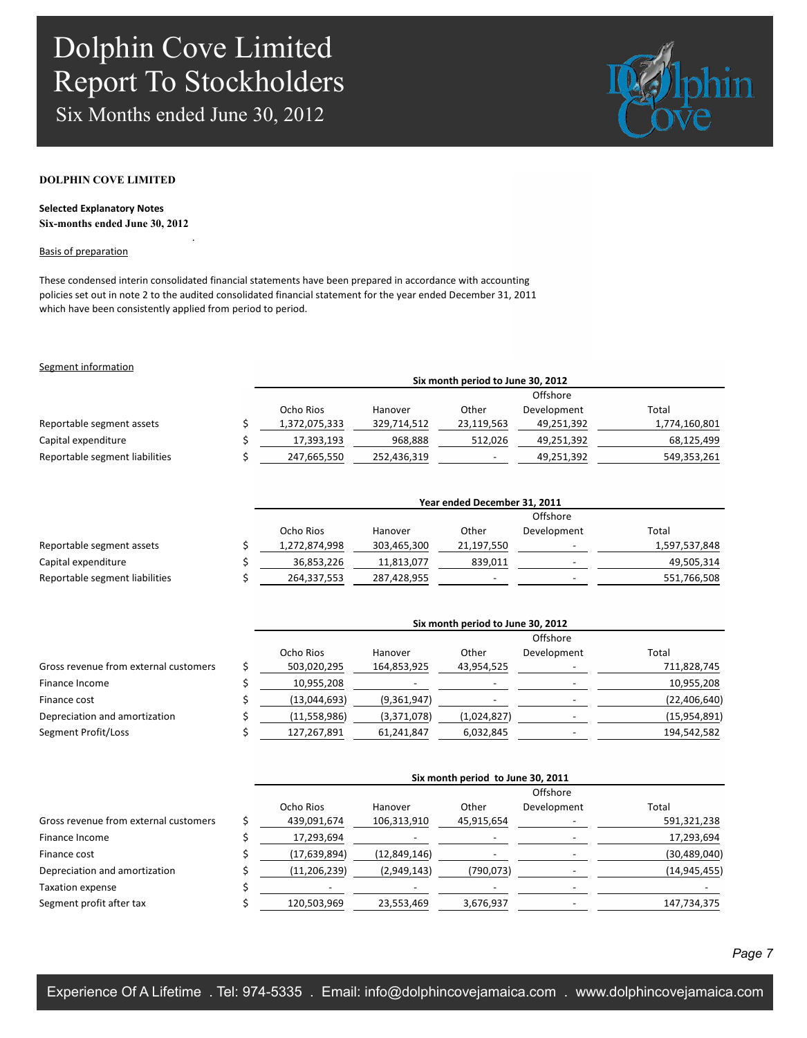**DOLPHIN COVE LIMITED**

**Selected Explanatory Notes**
**Six-months ended June 30, 2012**

Basis of preparation

These condensed interin consolidated financial statements have been prepared in accordance with accounting policies set out in note 2 to the audited consolidated financial statement for the year ended December 31, 2011 which have been consistently applied from period to period.

Segment information

| | | Six month period to June 30, 2012 | | | | |
|---|---|---|---|---|---|---|
| | | Ocho Rios | Hanover | Other | Offshore Development | Total |
| Reportable segment assets | $ | 1,372,075,333 | 329,714,512 | 23,119,563 | 49,251,392 | 1,774,160,801 |
| Capital expenditure | $ | 17,393,193 | 968,888 | 512,026 | 49,251,392 | 68,125,499 |
| Reportable segment liabilities | $ | 247,665,550 | 252,436,319 | - | 49,251,392 | 549,353,261 |

| | | Year ended December 31, 2011 | | | | |
|---|---|---|---|---|---|---|
| | | Ocho Rios | Hanover | Other | Offshore Development | Total |
| Reportable segment assets | $ | 1,272,874,998 | 303,465,300 | 21,197,550 | - | 1,597,537,848 |
| Capital expenditure | $ | 36,853,226 | 11,813,077 | 839,011 | - | 49,505,314 |
| Reportable segment liabilities | $ | 264,337,553 | 287,428,955 | - | - | 551,766,508 |

| | | Six month period to June 30, 2012 | | | | |
|---|---|---|---|---|---|---|
| | | Ocho Rios | Hanover | Other | Offshore Development | Total |
| Gross revenue from external customers | $ | 503,020,295 | 164,853,925 | 43,954,525 | - | 711,828,745 |
| Finance Income | $ | 10,955,208 | - | - | - | 10,955,208 |
| Finance cost | $ | (13,044,693) | (9,361,947) | - | - | (22,406,640) |
| Depreciation and amortization | $ | (11,558,986) | (3,371,078) | (1,024,827) | - | (15,954,891) |
| Segment Profit/Loss | $ | 127,267,891 | 61,241,847 | 6,032,845 | - | 194,542,582 |

| | | Six month period to June 30, 2011 | | | | |
|---|---|---|---|---|---|---|
| | | Ocho Rios | Hanover | Other | Offshore Development | Total |
| Gross revenue from external customers | $ | 439,091,674 | 106,313,910 | 45,915,654 | - | 591,321,238 |
| Finance Income | $ | 17,293,694 | - | - | - | 17,293,694 |
| Finance cost | $ | (17,639,894) | (12,849,146) | - | - | (30,489,040) |
| Depreciation and amortization | $ | (11,206,239) | (2,949,143) | (790,073) | - | (14,945,455) |
| Taxation expense | $ | - | - | - | - | - |
| Segment profit after tax | $ | 120,503,969 | 23,553,469 | 3,676,937 | - | 147,734,375 |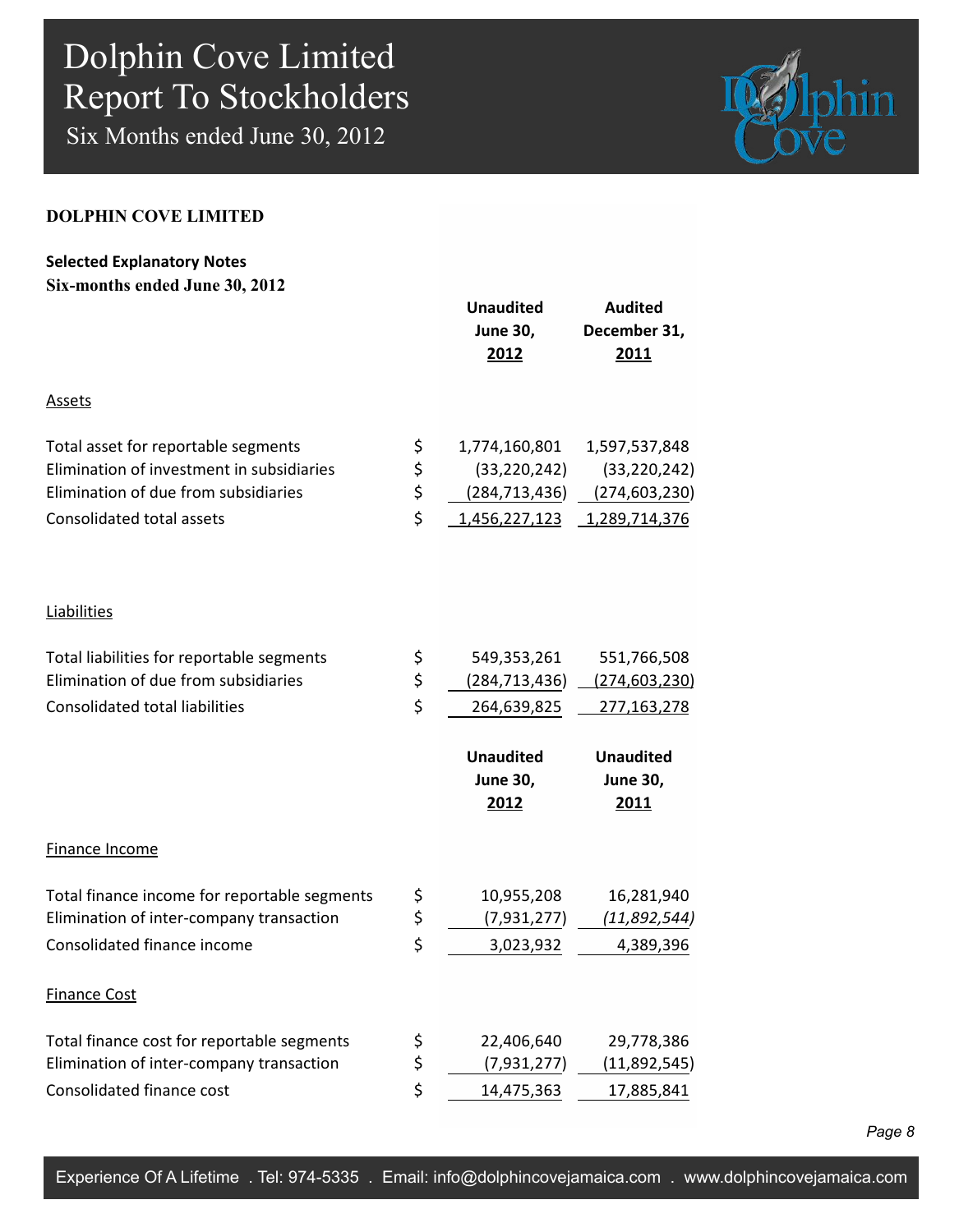# Dolphin Cove Limited
# Report To Stockholders
Six Months ended June 30, 2012

**DOLPHIN COVE LIMITED**

**Selected Explanatory Notes**
**Six-months ended June 30, 2012**

| | | Unaudited June 30, 2012 | Audited December 31, 2011 |
|---|---|---|---|
| Assets | | | |
| Total asset for reportable segments | $ | 1,774,160,801 | 1,597,537,848 |
| Elimination of investment in subsidiaries | $ | (33,220,242) | (33,220,242) |
| Elimination of due from subsidiaries | $ | (284,713,436) | (274,603,230) |
| Consolidated total assets | $ | 1,456,227,123 | 1,289,714,376 |
| Liabilities | | | |
| Total liabilities for reportable segments | $ | 549,353,261 | 551,766,508 |
| Elimination of due from subsidiaries | $ | (284,713,436) | (274,603,230) |
| Consolidated total liabilities | $ | 264,639,825 | 277,163,278 |

| | | Unaudited June 30, 2012 | Unaudited June 30, 2011 |
|---|---|---|---|
| Finance Income | | | |
| Total finance income for reportable segments | $ | 10,955,208 | 16,281,940 |
| Elimination of inter-company transaction | $ | (7,931,277) | *(11,892,544)* |
| Consolidated finance income | $ | 3,023,932 | 4,389,396 |
| Finance Cost | | | |
| Total finance cost for reportable segments | $ | 22,406,640 | 29,778,386 |
| Elimination of inter-company transaction | $ | (7,931,277) | (11,892,545) |
| Consolidated finance cost | $ | 14,475,363 | 17,885,841 |

Experience Of A Lifetime . Tel: 974-5335 . Email: info@dolphincovejamaica.com . www.dolphincovejamaica.com